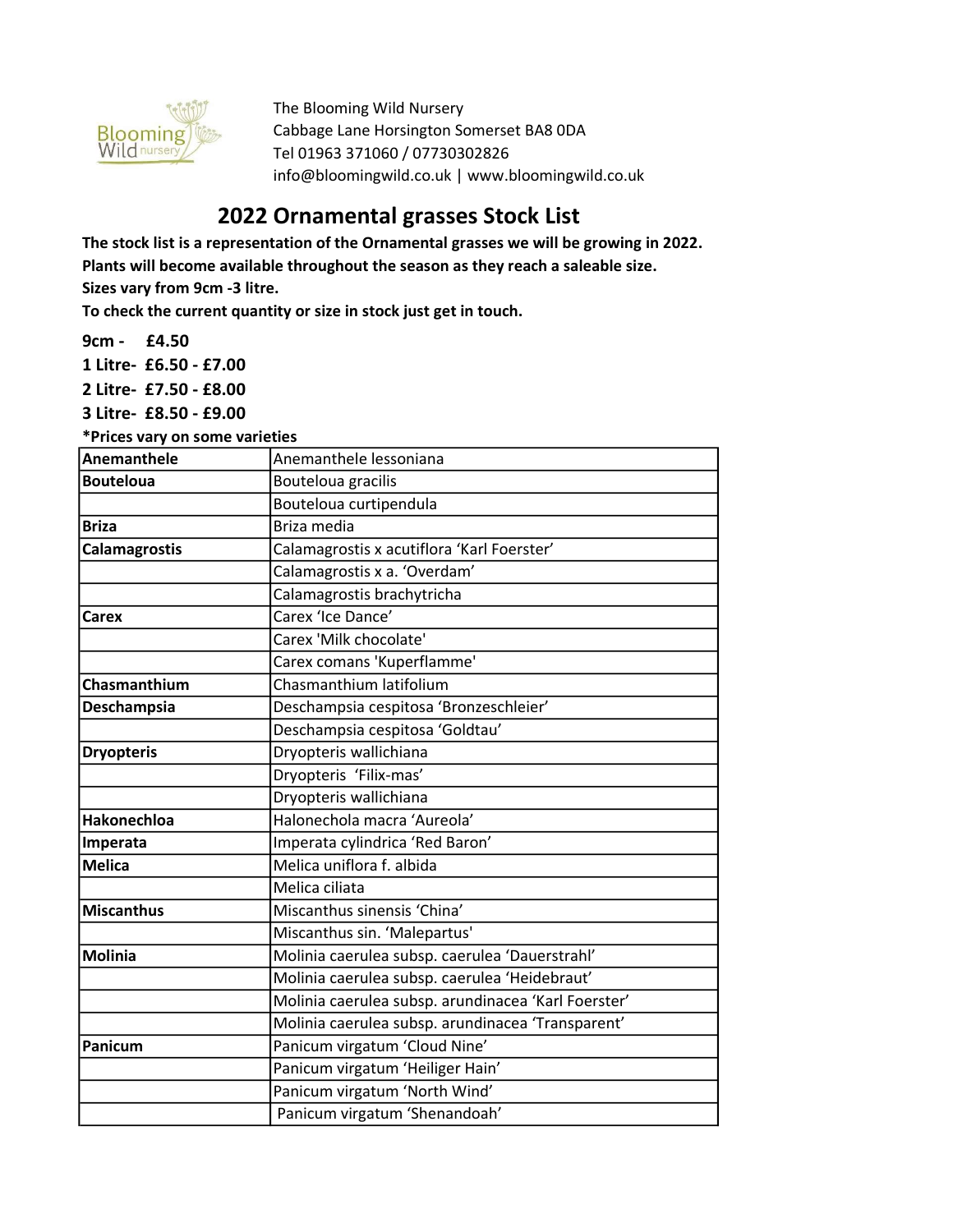The Blooming Wild Nursery
Cabbage Lane Horsington Somerset BA8 0DA
Tel 01963 371060 / 07730302826
info@bloomingwild.co.uk | www.bloomingwild.co.uk

# 2022 Ornamental grasses Stock List

**The stock list is a representation of the Ornamental grasses we will be growing in 2022.**
**Plants will become available throughout the season as they reach a saleable size.**
**Sizes vary from 9cm -3 litre.**
**To check the current quantity or size in stock just get in touch.**

**9cm - £4.50**
**1 Litre- £6.50 - £7.00**
**2 Litre- £7.50 - £8.00**
**3 Litre- £8.50 - £9.00**
**\*Prices vary on some varieties**

| | |
|---|---|
| **Anemanthele** | Anemanthele lessoniana |
| **Bouteloua** | Bouteloua gracilis |
| | Bouteloua curtipendula |
| **Briza** | Briza media |
| **Calamagrostis** | Calamagrostis x acutiflora 'Karl Foerster' |
| | Calamagrostis x a. 'Overdam' |
| | Calamagrostis brachytricha |
| **Carex** | Carex 'Ice Dance' |
| | Carex 'Milk chocolate' |
| | Carex comans 'Kuperflamme' |
| **Chasmanthium** | Chasmanthium latifolium |
| **Deschampsia** | Deschampsia cespitosa 'Bronzeschleier' |
| | Deschampsia cespitosa 'Goldtau' |
| **Dryopteris** | Dryopteris wallichiana |
| | Dryopteris 'Filix-mas' |
| | Dryopteris wallichiana |
| **Hakonechloa** | Halonechola macra 'Aureola' |
| **Imperata** | Imperata cylindrica 'Red Baron' |
| **Melica** | Melica uniflora f. albida |
| | Melica ciliata |
| **Miscanthus** | Miscanthus sinensis 'China' |
| | Miscanthus sin. 'Malepartus' |
| **Molinia** | Molinia caerulea subsp. caerulea 'Dauerstrahl' |
| | Molinia caerulea subsp. caerulea 'Heidebraut' |
| | Molinia caerulea subsp. arundinacea 'Karl Foerster' |
| | Molinia caerulea subsp. arundinacea 'Transparent' |
| **Panicum** | Panicum virgatum 'Cloud Nine' |
| | Panicum virgatum 'Heiliger Hain' |
| | Panicum virgatum 'North Wind' |
| | Panicum virgatum 'Shenandoah' |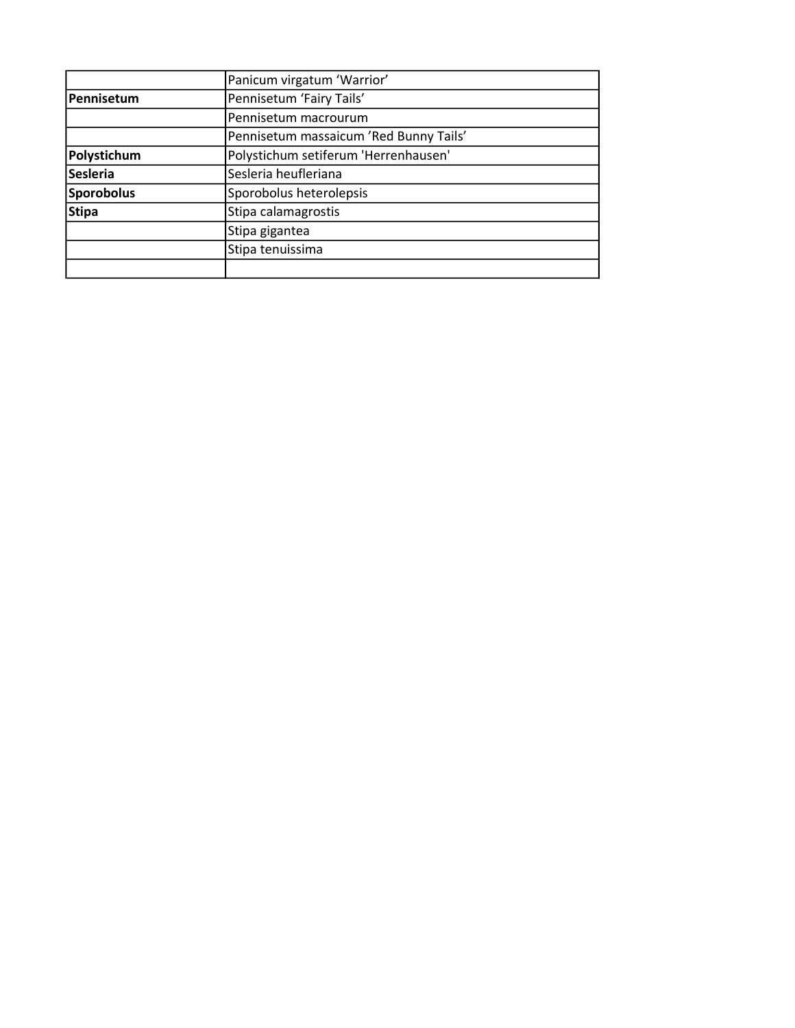| | |
|---|---|
| | Panicum virgatum ‘Warrior’ |
| **Pennisetum** | Pennisetum ‘Fairy Tails’ |
| | Pennisetum macrourum |
| | Pennisetum massaicum ’Red Bunny Tails’ |
| **Polystichum** | Polystichum setiferum 'Herrenhausen' |
| **Sesleria** | Sesleria heufleriana |
| **Sporobolus** | Sporobolus heterolepsis |
| **Stipa** | Stipa calamagrostis |
| | Stipa gigantea |
| | Stipa tenuissima |
| | |